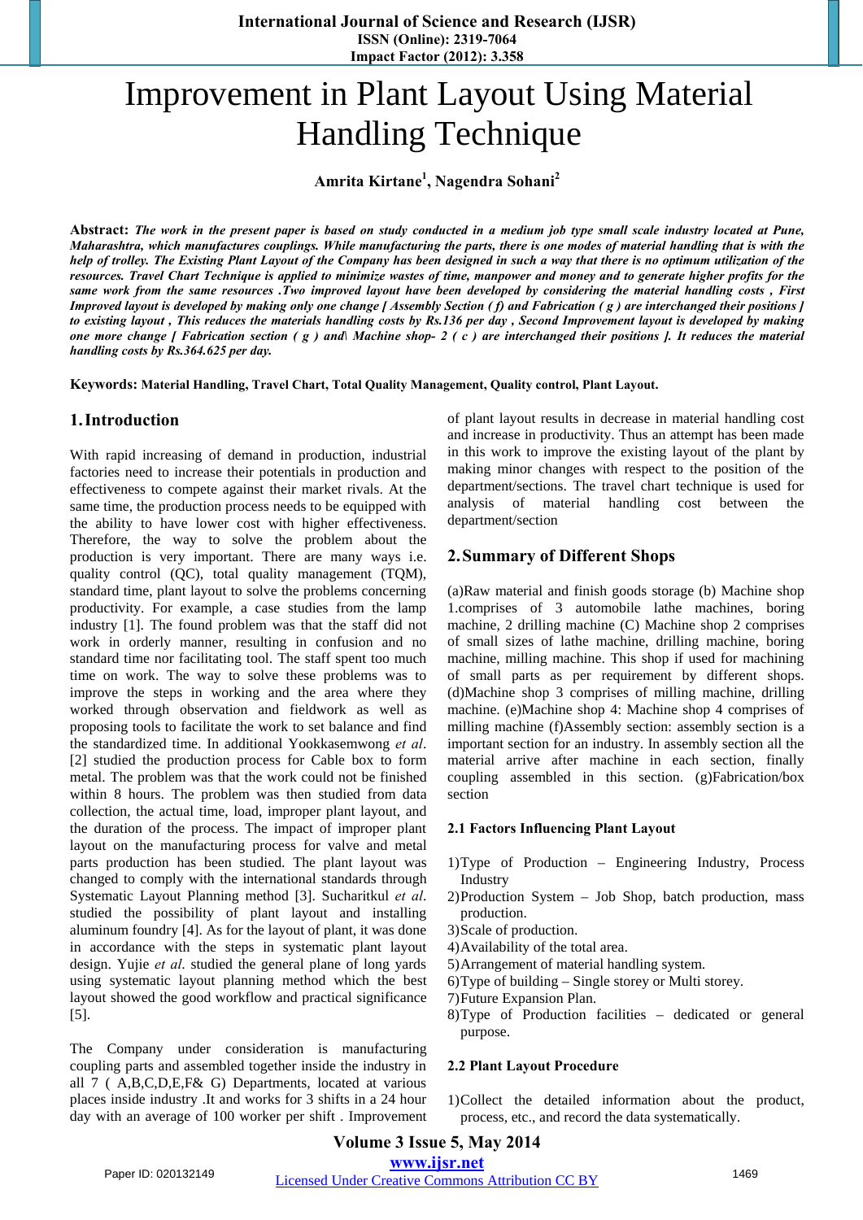# Improvement in Plant Layout Using Material Handling Technique

**Amrita Kirtane[1], Nagendra Sohani[2]**

**Abstract:** ***The work in the present paper is based on study conducted in a medium job type small scale industry located at Pune, Maharashtra, which manufactures couplings. While manufacturing the parts, there is one modes of material handling that is with the help of trolley. The Existing Plant Layout of the Company has been designed in such a way that there is no optimum utilization of the resources. Travel Chart Technique is applied to minimize wastes of time, manpower and money and to generate higher profits for the same work from the same resources .Two improved layout have been developed by considering the material handling costs , First Improved layout is developed by making only one change [ Assembly Section ( f) and Fabrication ( g ) are interchanged their positions ] to existing layout , This reduces the materials handling costs by Rs.136 per day , Second Improvement layout is developed by making one more change [ Fabrication section ( g ) and\ Machine shop- 2 ( c ) are interchanged their positions ]. It reduces the material handling costs by Rs.364.625 per day.***

**Keywords: Material Handling, Travel Chart, Total Quality Management, Quality control, Plant Layout.**

## 1. Introduction

With rapid increasing of demand in production, industrial factories need to increase their potentials in production and effectiveness to compete against their market rivals. At the same time, the production process needs to be equipped with the ability to have lower cost with higher effectiveness. Therefore, the way to solve the problem about the production is very important. There are many ways i.e. quality control (QC), total quality management (TQM), standard time, plant layout to solve the problems concerning productivity. For example, a case studies from the lamp industry [1]. The found problem was that the staff did not work in orderly manner, resulting in confusion and no standard time nor facilitating tool. The staff spent too much time on work. The way to solve these problems was to improve the steps in working and the area where they worked through observation and fieldwork as well as proposing tools to facilitate the work to set balance and find the standardized time. In additional Yookkasemwong *et al*. [2] studied the production process for Cable box to form metal. The problem was that the work could not be finished within 8 hours. The problem was then studied from data collection, the actual time, load, improper plant layout, and the duration of the process. The impact of improper plant layout on the manufacturing process for valve and metal parts production has been studied. The plant layout was changed to comply with the international standards through Systematic Layout Planning method [3]. Sucharitkul *et al*. studied the possibility of plant layout and installing aluminum foundry [4]. As for the layout of plant, it was done in accordance with the steps in systematic plant layout design. Yujie *et al*. studied the general plane of long yards using systematic layout planning method which the best layout showed the good workflow and practical significance [5].

The Company under consideration is manufacturing coupling parts and assembled together inside the industry in all 7 ( A,B,C,D,E,F& G) Departments, located at various places inside industry .It and works for 3 shifts in a 24 hour day with an average of 100 worker per shift . Improvement of plant layout results in decrease in material handling cost and increase in productivity. Thus an attempt has been made in this work to improve the existing layout of the plant by making minor changes with respect to the position of the department/sections. The travel chart technique is used for analysis of material handling cost between the department/section

## 2. Summary of Different Shops

(a)Raw material and finish goods storage (b) Machine shop 1.comprises of 3 automobile lathe machines, boring machine, 2 drilling machine (C) Machine shop 2 comprises of small sizes of lathe machine, drilling machine, boring machine, milling machine. This shop if used for machining of small parts as per requirement by different shops. (d)Machine shop 3 comprises of milling machine, drilling machine. (e)Machine shop 4: Machine shop 4 comprises of milling machine (f)Assembly section: assembly section is a important section for an industry. In assembly section all the material arrive after machine in each section, finally coupling assembled in this section. (g)Fabrication/box section

### 2.1 Factors Influencing Plant Layout

1) Type of Production – Engineering Industry, Process Industry
2) Production System – Job Shop, batch production, mass production.
3) Scale of production.
4) Availability of the total area.
5) Arrangement of material handling system.
6) Type of building – Single storey or Multi storey.
7) Future Expansion Plan.
8) Type of Production facilities – dedicated or general purpose.

### 2.2 Plant Layout Procedure

1) Collect the detailed information about the product, process, etc., and record the data systematically.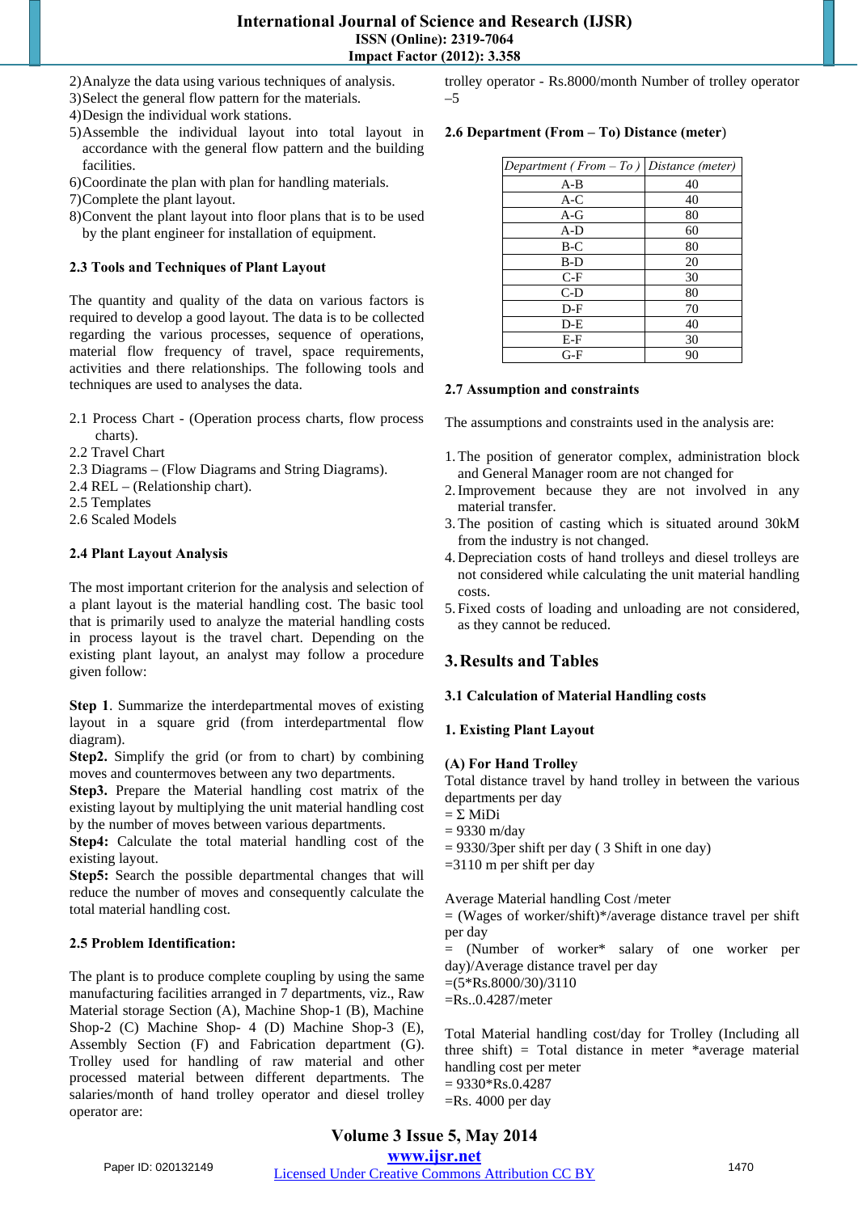2) Analyze the data using various techniques of analysis.
3) Select the general flow pattern for the materials.
4) Design the individual work stations.
5) Assemble the individual layout into total layout in accordance with the general flow pattern and the building facilities.
6) Coordinate the plan with plan for handling materials.
7) Complete the plant layout.
8) Convent the plant layout into floor plans that is to be used by the plant engineer for installation of equipment.

### 2.3 Tools and Techniques of Plant Layout

The quantity and quality of the data on various factors is required to develop a good layout. The data is to be collected regarding the various processes, sequence of operations, material flow frequency of travel, space requirements, activities and there relationships. The following tools and techniques are used to analyses the data.

2.1 Process Chart - (Operation process charts, flow process charts).
2.2 Travel Chart
2.3 Diagrams – (Flow Diagrams and String Diagrams).
2.4 REL – (Relationship chart).
2.5 Templates
2.6 Scaled Models

### 2.4 Plant Layout Analysis

The most important criterion for the analysis and selection of a plant layout is the material handling cost. The basic tool that is primarily used to analyze the material handling costs in process layout is the travel chart. Depending on the existing plant layout, an analyst may follow a procedure given follow:

**Step 1**. Summarize the interdepartmental moves of existing layout in a square grid (from interdepartmental flow diagram).
**Step2.** Simplify the grid (or from to chart) by combining moves and countermoves between any two departments.
**Step3.** Prepare the Material handling cost matrix of the existing layout by multiplying the unit material handling cost by the number of moves between various departments.
**Step4:** Calculate the total material handling cost of the existing layout.
**Step5:** Search the possible departmental changes that will reduce the number of moves and consequently calculate the total material handling cost.

### 2.5 Problem Identification:

The plant is to produce complete coupling by using the same manufacturing facilities arranged in 7 departments, viz., Raw Material storage Section (A), Machine Shop-1 (B), Machine Shop-2 (C) Machine Shop- 4 (D) Machine Shop-3 (E), Assembly Section (F) and Fabrication department (G). Trolley used for handling of raw material and other processed material between different departments. The salaries/month of hand trolley operator and diesel trolley operator are:

trolley operator - Rs.8000/month Number of trolley operator –5

### 2.6 Department (From – To) Distance (meter)

| *Department ( From – To )* | *Distance (meter)* |
|---|---|
| A-B | 40 |
| A-C | 40 |
| A-G | 80 |
| A-D | 60 |
| B-C | 80 |
| B-D | 20 |
| C-F | 30 |
| C-D | 80 |
| D-F | 70 |
| D-E | 40 |
| E-F | 30 |
| G-F | 90 |

### 2.7 Assumption and constraints

The assumptions and constraints used in the analysis are:

1. The position of generator complex, administration block and General Manager room are not changed for
2. Improvement because they are not involved in any material transfer.
3. The position of casting which is situated around 30kM from the industry is not changed.
4. Depreciation costs of hand trolleys and diesel trolleys are not considered while calculating the unit material handling costs.
5. Fixed costs of loading and unloading are not considered, as they cannot be reduced.

## 3. Results and Tables

### 3.1 Calculation of Material Handling costs

#### 1. Existing Plant Layout

**(A) For Hand Trolley**

Total distance travel by hand trolley in between the various departments per day
= $\Sigma$ MiDi
= 9330 m/day
= 9330/3per shift per day ( 3 Shift in one day)
=3110 m per shift per day

Average Material handling Cost /meter
= (Wages of worker/shift)*/average distance travel per shift per day
= (Number of worker* salary of one worker per day)/Average distance travel per day
=(5*Rs.8000/30)/3110
=Rs..0.4287/meter

Total Material handling cost/day for Trolley (Including all three shift) = Total distance in meter *average material handling cost per meter
= 9330*Rs.0.4287
=Rs. 4000 per day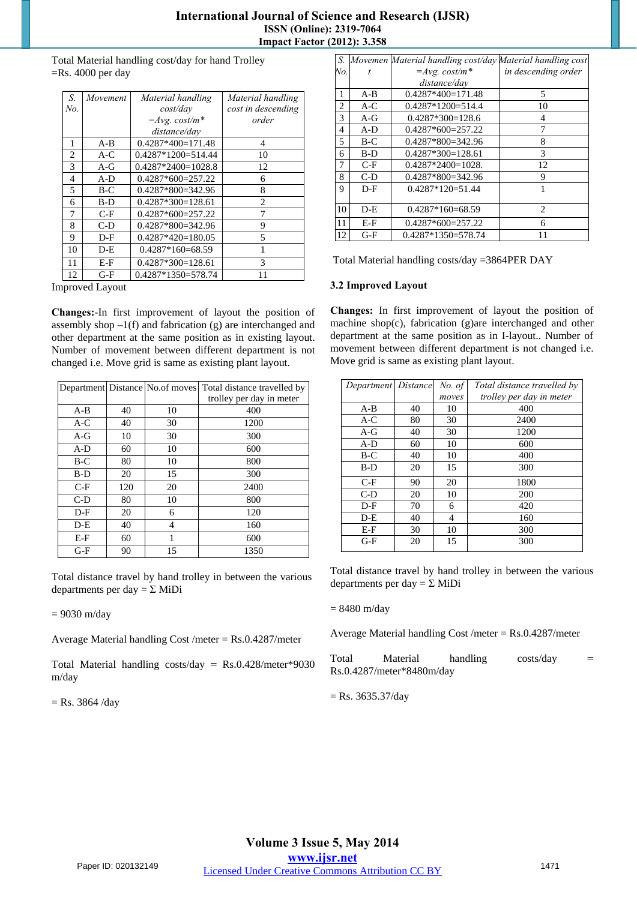Total Material handling cost/day for hand Trolley
=Rs. 4000 per day

| S. No. | Movement | Material handling cost/day =Avg. cost/m* distance/day | Material handling cost in descending order |
|---|---|---|---|
| 1 | A-B | 0.4287*400=171.48 | 4 |
| 2 | A-C | 0.4287*1200=514.44 | 10 |
| 3 | A-G | 0.4287*2400=1028.8 | 12 |
| 4 | A-D | 0.4287*600=257.22 | 6 |
| 5 | B-C | 0.4287*800=342.96 | 8 |
| 6 | B-D | 0.4287*300=128.61 | 2 |
| 7 | C-F | 0.4287*600=257.22 | 7 |
| 8 | C-D | 0.4287*800=342.96 | 9 |
| 9 | D-F | 0.4287*420=180.05 | 5 |
| 10 | D-E | 0.4287*160=68.59 | 1 |
| 11 | E-F | 0.4287*300=128.61 | 3 |
| 12 | G-F | 0.4287*1350=578.74 | 11 |

Improved Layout

**Changes:-**In first improvement of layout the position of assembly shop –1(f) and fabrication (g) are interchanged and other department at the same position as in existing layout. Number of movement between different department is not changed i.e. Move grid is same as existing plant layout.

| Department | Distance | No.of moves | Total distance travelled by trolley per day in meter |
|---|---|---|---|
| A-B | 40 | 10 | 400 |
| A-C | 40 | 30 | 1200 |
| A-G | 10 | 30 | 300 |
| A-D | 60 | 10 | 600 |
| B-C | 80 | 10 | 800 |
| B-D | 20 | 15 | 300 |
| C-F | 120 | 20 | 2400 |
| C-D | 80 | 10 | 800 |
| D-F | 20 | 6 | 120 |
| D-E | 40 | 4 | 160 |
| E-F | 60 | 1 | 600 |
| G-F | 90 | 15 | 1350 |

Total distance travel by hand trolley in between the various departments per day = Σ MiDi

= 9030 m/day

Average Material handling Cost /meter = Rs.0.4287/meter

Total Material handling costs/day = Rs.0.428/meter*9030 m/day

= Rs. 3864 /day

| S. No. | Movement | Material handling cost/day =Avg. cost/m* distance/day | Material handling cost in descending order |
|---|---|---|---|
| 1 | A-B | 0.4287*400=171.48 | 5 |
| 2 | A-C | 0.4287*1200=514.4 | 10 |
| 3 | A-G | 0.4287*300=128.6 | 4 |
| 4 | A-D | 0.4287*600=257.22 | 7 |
| 5 | B-C | 0.4287*800=342.96 | 8 |
| 6 | B-D | 0.4287*300=128.61 | 3 |
| 7 | C-F | 0.4287*2400=1028. | 12 |
| 8 | C-D | 0.4287*800=342.96 | 9 |
| 9 | D-F | 0.4287*120=51.44 | 1 |
| 10 | D-E | 0.4287*160=68.59 | 2 |
| 11 | E-F | 0.4287*600=257.22 | 6 |
| 12 | G-F | 0.4287*1350=578.74 | 11 |

Total Material handling costs/day =3864PER DAY

### 3.2 Improved Layout

**Changes:** In first improvement of layout the position of machine shop(c), fabrication (g)are interchanged and other department at the same position as in I-layout.. Number of movement between different department is not changed i.e. Move grid is same as existing plant layout.

| Department | Distance | No. of moves | Total distance travelled by trolley per day in meter |
|---|---|---|---|
| A-B | 40 | 10 | 400 |
| A-C | 80 | 30 | 2400 |
| A-G | 40 | 30 | 1200 |
| A-D | 60 | 10 | 600 |
| B-C | 40 | 10 | 400 |
| B-D | 20 | 15 | 300 |
| C-F | 90 | 20 | 1800 |
| C-D | 20 | 10 | 200 |
| D-F | 70 | 6 | 420 |
| D-E | 40 | 4 | 160 |
| E-F | 30 | 10 | 300 |
| G-F | 20 | 15 | 300 |

Total distance travel by hand trolley in between the various departments per day = Σ MiDi

= 8480 m/day

Average Material handling Cost /meter = Rs.0.4287/meter

Total Material handling costs/day = Rs.0.4287/meter*8480m/day

= Rs. 3635.37/day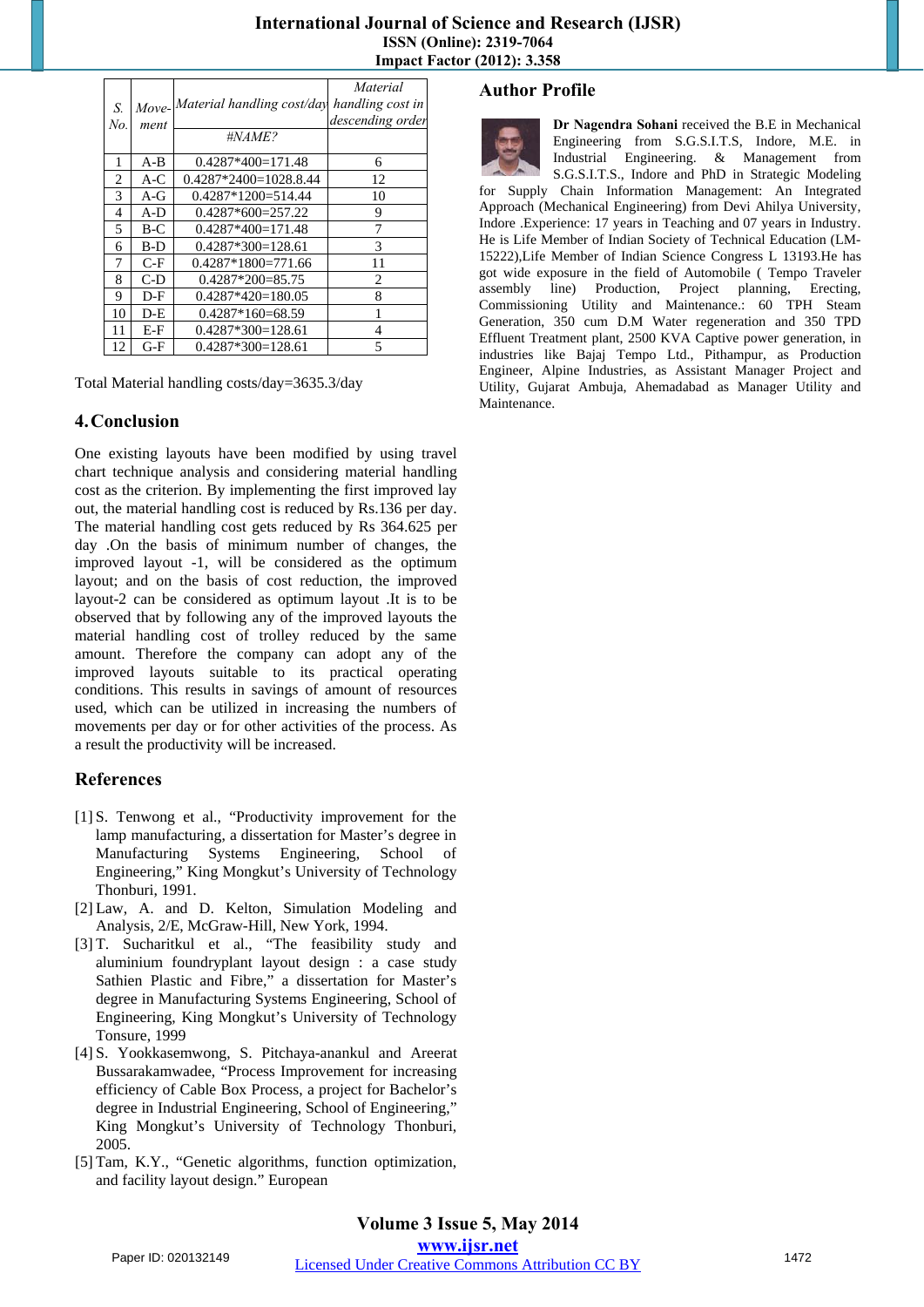| S. No. | Move-ment | Material handling cost/day | Material handling cost in descending order |
|---|---|---|---|
| | | #NAME? | |
| 1 | A-B | 0.4287*400=171.48 | 6 |
| 2 | A-C | 0.4287*2400=1028.8.44 | 12 |
| 3 | A-G | 0.4287*1200=514.44 | 10 |
| 4 | A-D | 0.4287*600=257.22 | 9 |
| 5 | B-C | 0.4287*400=171.48 | 7 |
| 6 | B-D | 0.4287*300=128.61 | 3 |
| 7 | C-F | 0.4287*1800=771.66 | 11 |
| 8 | C-D | 0.4287*200=85.75 | 2 |
| 9 | D-F | 0.4287*420=180.05 | 8 |
| 10 | D-E | 0.4287*160=68.59 | 1 |
| 11 | E-F | 0.4287*300=128.61 | 4 |
| 12 | G-F | 0.4287*300=128.61 | 5 |

Total Material handling costs/day=3635.3/day

## 4. Conclusion

One existing layouts have been modified by using travel chart technique analysis and considering material handling cost as the criterion. By implementing the first improved lay out, the material handling cost is reduced by Rs.136 per day. The material handling cost gets reduced by Rs 364.625 per day .On the basis of minimum number of changes, the improved layout -1, will be considered as the optimum layout; and on the basis of cost reduction, the improved layout-2 can be considered as optimum layout .It is to be observed that by following any of the improved layouts the material handling cost of trolley reduced by the same amount. Therefore the company can adopt any of the improved layouts suitable to its practical operating conditions. This results in savings of amount of resources used, which can be utilized in increasing the numbers of movements per day or for other activities of the process. As a result the productivity will be increased.

## References

[1] S. Tenwong et al., "Productivity improvement for the lamp manufacturing, a dissertation for Master's degree in Manufacturing Systems Engineering, School of Engineering," King Mongkut's University of Technology Thonburi, 1991.

[2] Law, A. and D. Kelton, Simulation Modeling and Analysis, 2/E, McGraw-Hill, New York, 1994.

[3] T. Sucharitkul et al., "The feasibility study and aluminium foundryplant layout design : a case study Sathien Plastic and Fibre," a dissertation for Master's degree in Manufacturing Systems Engineering, School of Engineering, King Mongkut's University of Technology Tonsure, 1999

[4] S. Yookkasemwong, S. Pitchaya-anankul and Areerat Bussarakamwadee, "Process Improvement for increasing efficiency of Cable Box Process, a project for Bachelor's degree in Industrial Engineering, School of Engineering," King Mongkut's University of Technology Thonburi, 2005.

[5] Tam, K.Y., "Genetic algorithms, function optimization, and facility layout design." European

## Author Profile

**Dr Nagendra Sohani** received the B.E in Mechanical Engineering from S.G.S.I.T.S, Indore, M.E. in Industrial Engineering. & Management from S.G.S.I.T.S., Indore and PhD in Strategic Modeling for Supply Chain Information Management: An Integrated Approach (Mechanical Engineering) from Devi Ahilya University, Indore .Experience: 17 years in Teaching and 07 years in Industry. He is Life Member of Indian Society of Technical Education (LM-15222),Life Member of Indian Science Congress L 13193.He has got wide exposure in the field of Automobile ( Tempo Traveler assembly line) Production, Project planning, Erecting, Commissioning Utility and Maintenance.: 60 TPH Steam Generation, 350 cum D.M Water regeneration and 350 TPD Effluent Treatment plant, 2500 KVA Captive power generation, in industries like Bajaj Tempo Ltd., Pithampur, as Production Engineer, Alpine Industries, as Assistant Manager Project and Utility, Gujarat Ambuja, Ahemadabad as Manager Utility and Maintenance.